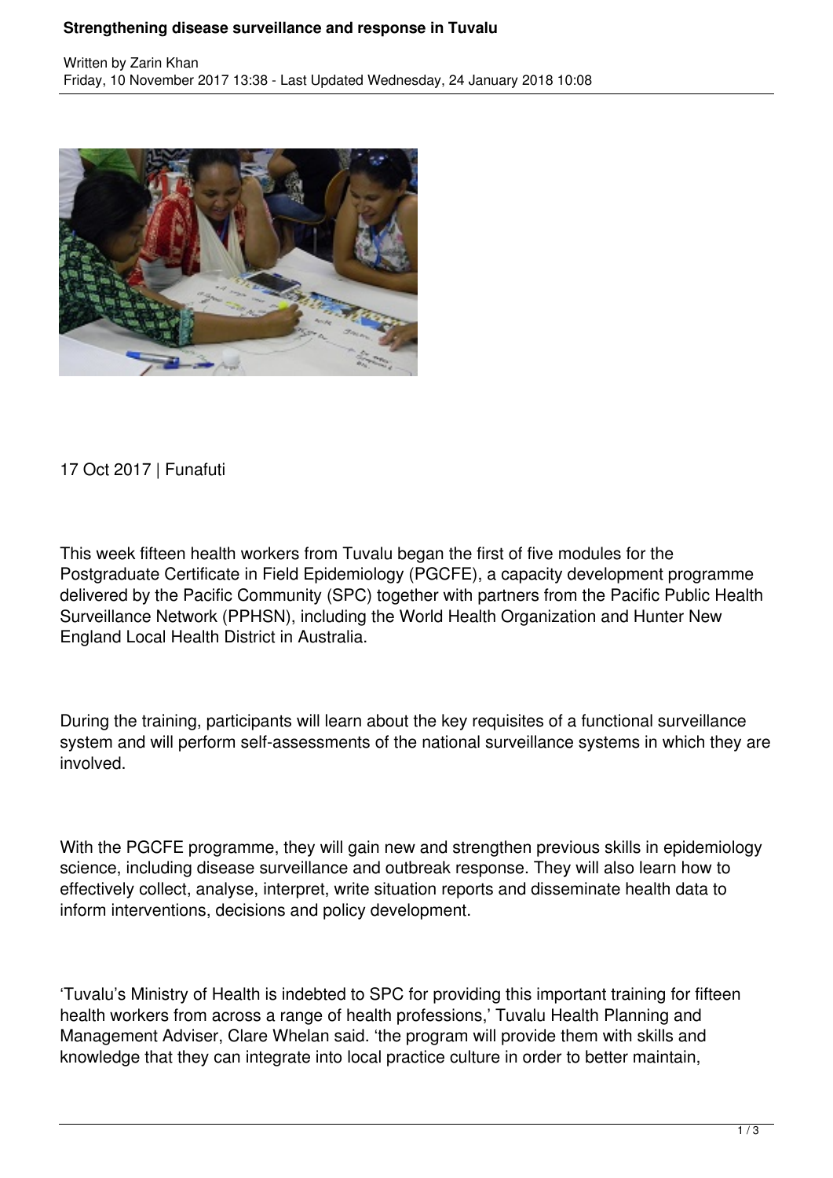# Strengthening disease surveillance and response in Tuvalu

Written by Zarin Khan
Friday, 10 November 2017 13:38 - Last Updated Wednesday, 24 January 2018 10:08

17 Oct 2017 | Funafuti

This week fifteen health workers from Tuvalu began the first of five modules for the Postgraduate Certificate in Field Epidemiology (PGCFE), a capacity development programme delivered by the Pacific Community (SPC) together with partners from the Pacific Public Health Surveillance Network (PPHSN), including the World Health Organization and Hunter New England Local Health District in Australia.

During the training, participants will learn about the key requisites of a functional surveillance system and will perform self-assessments of the national surveillance systems in which they are involved.

With the PGCFE programme, they will gain new and strengthen previous skills in epidemiology science, including disease surveillance and outbreak response. They will also learn how to effectively collect, analyse, interpret, write situation reports and disseminate health data to inform interventions, decisions and policy development.

'Tuvalu's Ministry of Health is indebted to SPC for providing this important training for fifteen health workers from across a range of health professions,' Tuvalu Health Planning and Management Adviser, Clare Whelan said. 'the program will provide them with skills and knowledge that they can integrate into local practice culture in order to better maintain,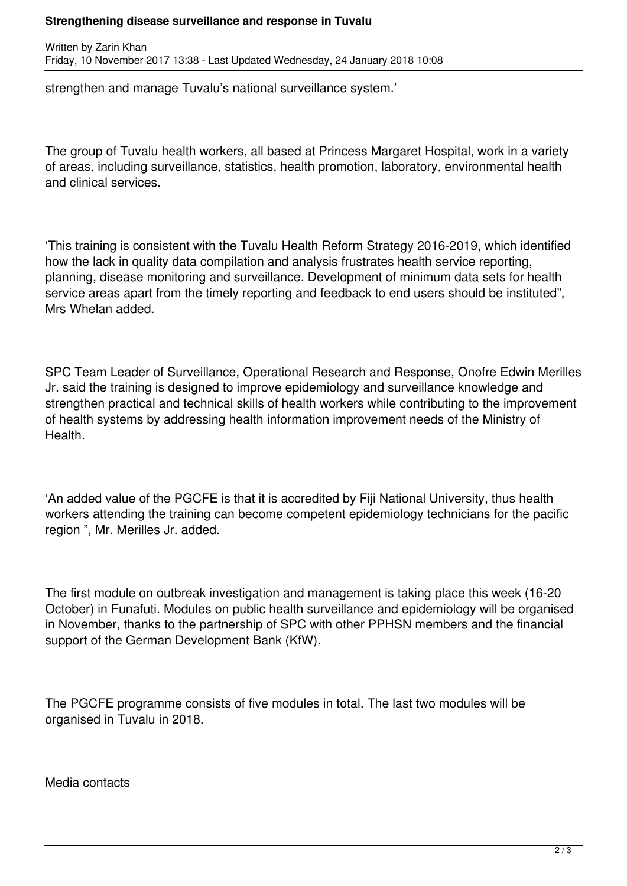strengthen and manage Tuvalu's national surveillance system.'

The group of Tuvalu health workers, all based at Princess Margaret Hospital, work in a variety of areas, including surveillance, statistics, health promotion, laboratory, environmental health and clinical services.

'This training is consistent with the Tuvalu Health Reform Strategy 2016-2019, which identified how the lack in quality data compilation and analysis frustrates health service reporting, planning, disease monitoring and surveillance. Development of minimum data sets for health service areas apart from the timely reporting and feedback to end users should be instituted", Mrs Whelan added.

SPC Team Leader of Surveillance, Operational Research and Response, Onofre Edwin Merilles Jr. said the training is designed to improve epidemiology and surveillance knowledge and strengthen practical and technical skills of health workers while contributing to the improvement of health systems by addressing health information improvement needs of the Ministry of Health.

'An added value of the PGCFE is that it is accredited by Fiji National University, thus health workers attending the training can become competent epidemiology technicians for the pacific region ", Mr. Merilles Jr. added.

The first module on outbreak investigation and management is taking place this week (16-20 October) in Funafuti. Modules on public health surveillance and epidemiology will be organised in November, thanks to the partnership of SPC with other PPHSN members and the financial support of the German Development Bank (KfW).

The PGCFE programme consists of five modules in total. The last two modules will be organised in Tuvalu in 2018.

Media contacts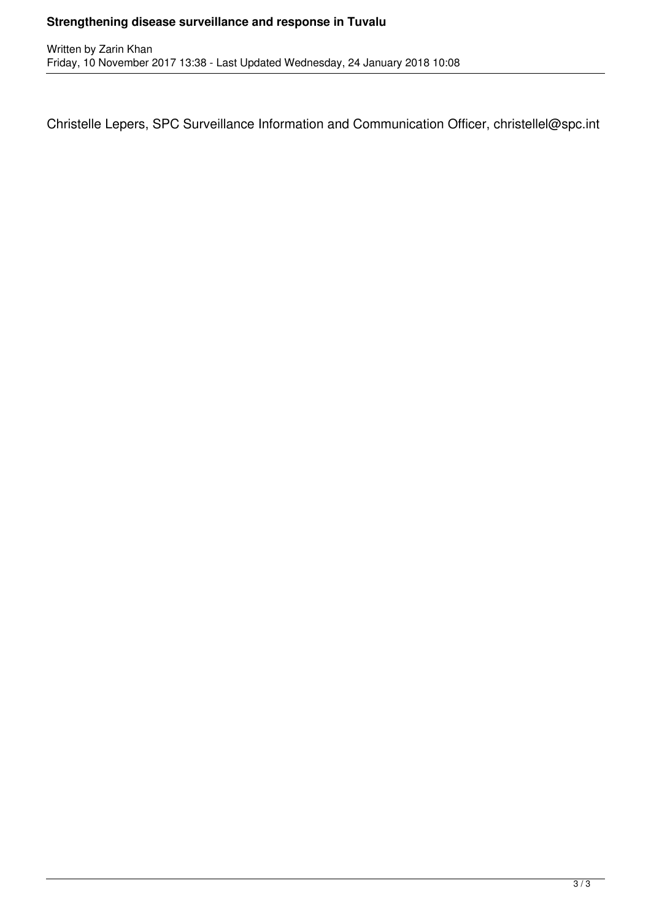Christelle Lepers, SPC Surveillance Information and Communication Officer, christellel@spc.int